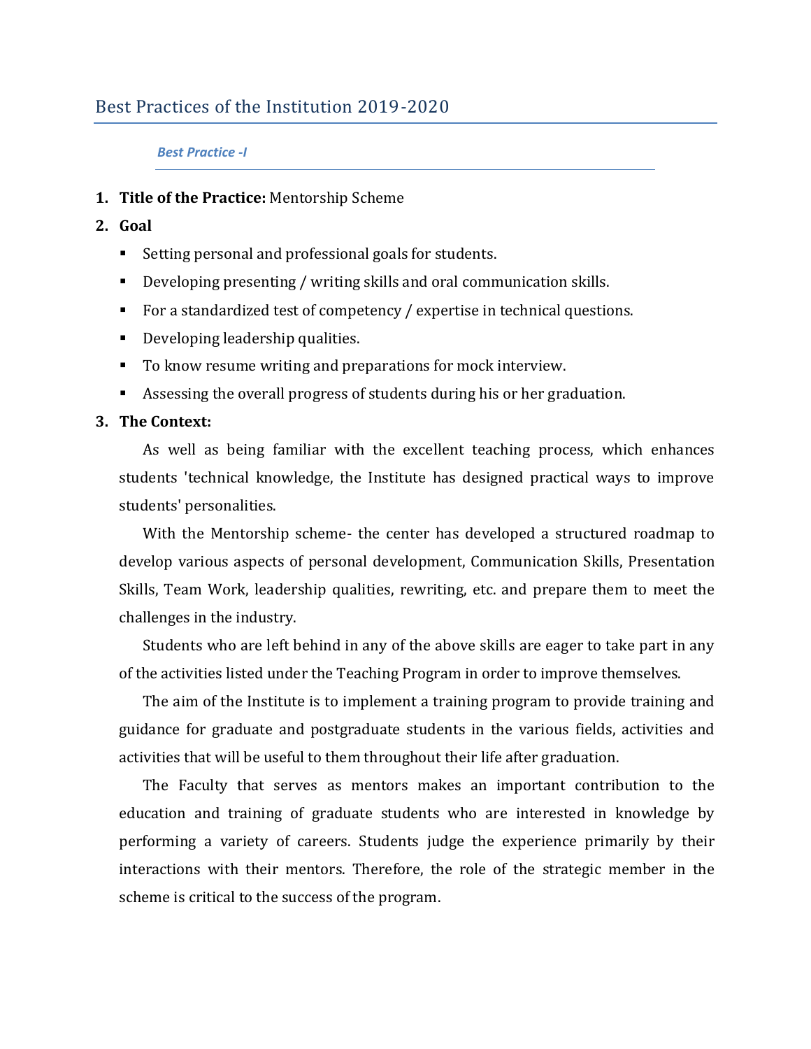# Best Practices of the Institution 2019-2020

## *Best Practice -I*

1. **Title of the Practice:** Mentorship Scheme
2. **Goal**
   - Setting personal and professional goals for students.
   - Developing presenting / writing skills and oral communication skills.
   - For a standardized test of competency / expertise in technical questions.
   - Developing leadership qualities.
   - To know resume writing and preparations for mock interview.
   - Assessing the overall progress of students during his or her graduation.
3. **The Context:**

   As well as being familiar with the excellent teaching process, which enhances students 'technical knowledge, the Institute has designed practical ways to improve students' personalities.

   With the Mentorship scheme- the center has developed a structured roadmap to develop various aspects of personal development, Communication Skills, Presentation Skills, Team Work, leadership qualities, rewriting, etc. and prepare them to meet the challenges in the industry.

   Students who are left behind in any of the above skills are eager to take part in any of the activities listed under the Teaching Program in order to improve themselves.

   The aim of the Institute is to implement a training program to provide training and guidance for graduate and postgraduate students in the various fields, activities and activities that will be useful to them throughout their life after graduation.

   The Faculty that serves as mentors makes an important contribution to the education and training of graduate students who are interested in knowledge by performing a variety of careers. Students judge the experience primarily by their interactions with their mentors. Therefore, the role of the strategic member in the scheme is critical to the success of the program.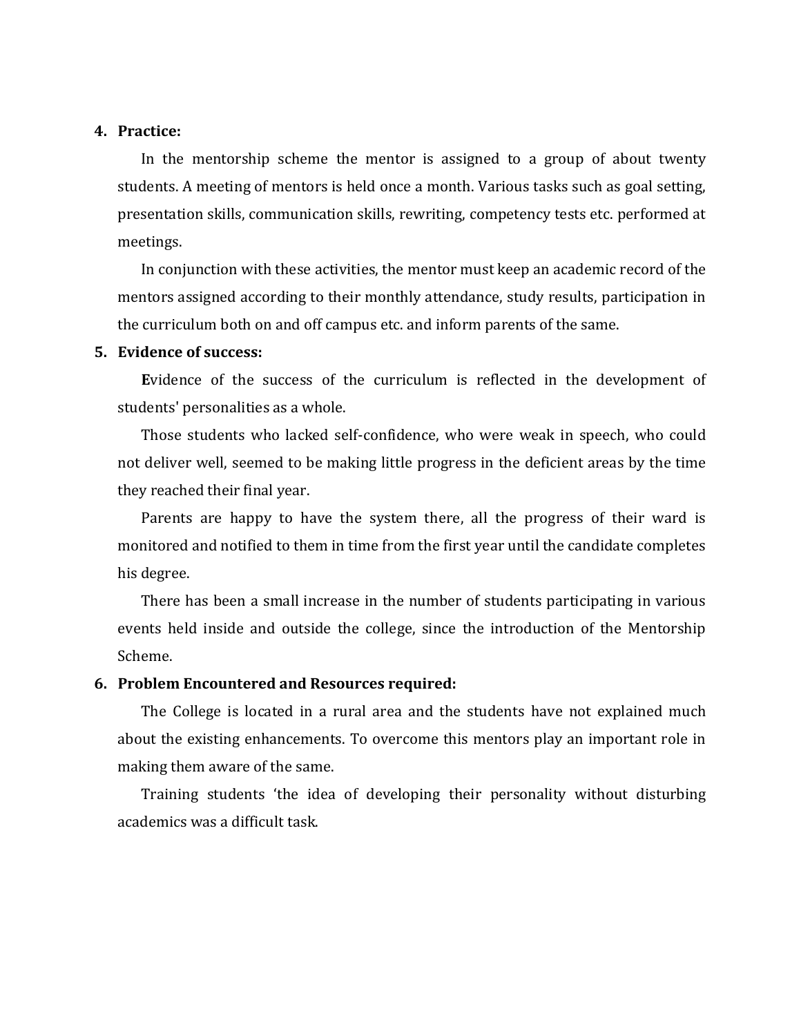4. **Practice:**

    In the mentorship scheme the mentor is assigned to a group of about twenty students. A meeting of mentors is held once a month. Various tasks such as goal setting, presentation skills, communication skills, rewriting, competency tests etc. performed at meetings.

    In conjunction with these activities, the mentor must keep an academic record of the mentors assigned according to their monthly attendance, study results, participation in the curriculum both on and off campus etc. and inform parents of the same.

5. **Evidence of success:**

    **E**vidence of the success of the curriculum is reflected in the development of students' personalities as a whole.

    Those students who lacked self-confidence, who were weak in speech, who could not deliver well, seemed to be making little progress in the deficient areas by the time they reached their final year.

    Parents are happy to have the system there, all the progress of their ward is monitored and notified to them in time from the first year until the candidate completes his degree.

    There has been a small increase in the number of students participating in various events held inside and outside the college, since the introduction of the Mentorship Scheme.

6. **Problem Encountered and Resources required:**

    The College is located in a rural area and the students have not explained much about the existing enhancements. To overcome this mentors play an important role in making them aware of the same.

    Training students 'the idea of developing their personality without disturbing academics was a difficult task.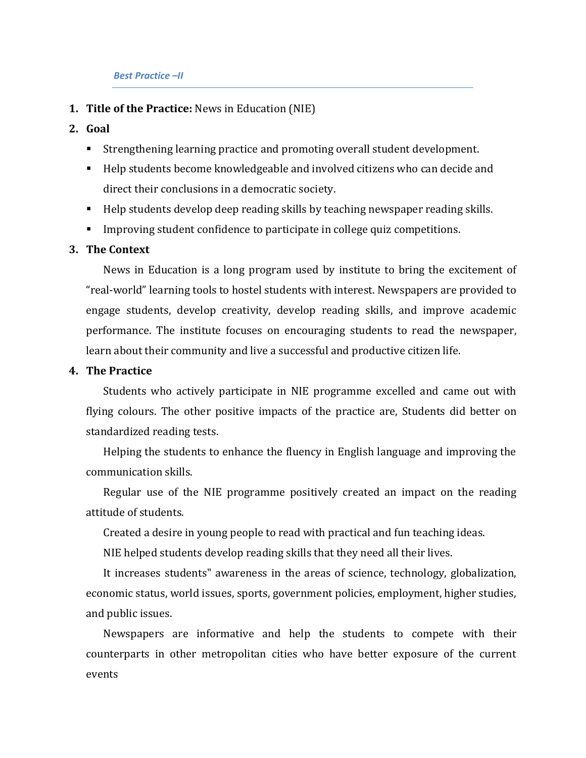*Best Practice –II*

1. **Title of the Practice:** News in Education (NIE)
2. **Goal**
   - Strengthening learning practice and promoting overall student development.
   - Help students become knowledgeable and involved citizens who can decide and direct their conclusions in a democratic society.
   - Help students develop deep reading skills by teaching newspaper reading skills.
   - Improving student confidence to participate in college quiz competitions.
3. **The Context**

   News in Education is a long program used by institute to bring the excitement of "real-world" learning tools to hostel students with interest. Newspapers are provided to engage students, develop creativity, develop reading skills, and improve academic performance. The institute focuses on encouraging students to read the newspaper, learn about their community and live a successful and productive citizen life.
4. **The Practice**

   Students who actively participate in NIE programme excelled and came out with flying colours. The other positive impacts of the practice are, Students did better on standardized reading tests.

   Helping the students to enhance the fluency in English language and improving the communication skills.

   Regular use of the NIE programme positively created an impact on the reading attitude of students.

   Created a desire in young people to read with practical and fun teaching ideas.

   NIE helped students develop reading skills that they need all their lives.

   It increases students" awareness in the areas of science, technology, globalization, economic status, world issues, sports, government policies, employment, higher studies, and public issues.

   Newspapers are informative and help the students to compete with their counterparts in other metropolitan cities who have better exposure of the current events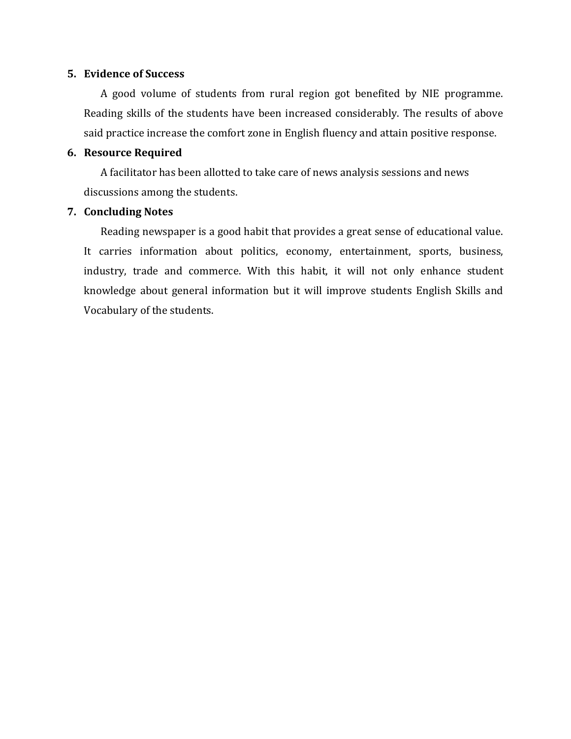5. **Evidence of Success**

   A good volume of students from rural region got benefited by NIE programme. Reading skills of the students have been increased considerably. The results of above said practice increase the comfort zone in English fluency and attain positive response.

6. **Resource Required**

   A facilitator has been allotted to take care of news analysis sessions and news discussions among the students.

7. **Concluding Notes**

   Reading newspaper is a good habit that provides a great sense of educational value. It carries information about politics, economy, entertainment, sports, business, industry, trade and commerce. With this habit, it will not only enhance student knowledge about general information but it will improve students English Skills and Vocabulary of the students.